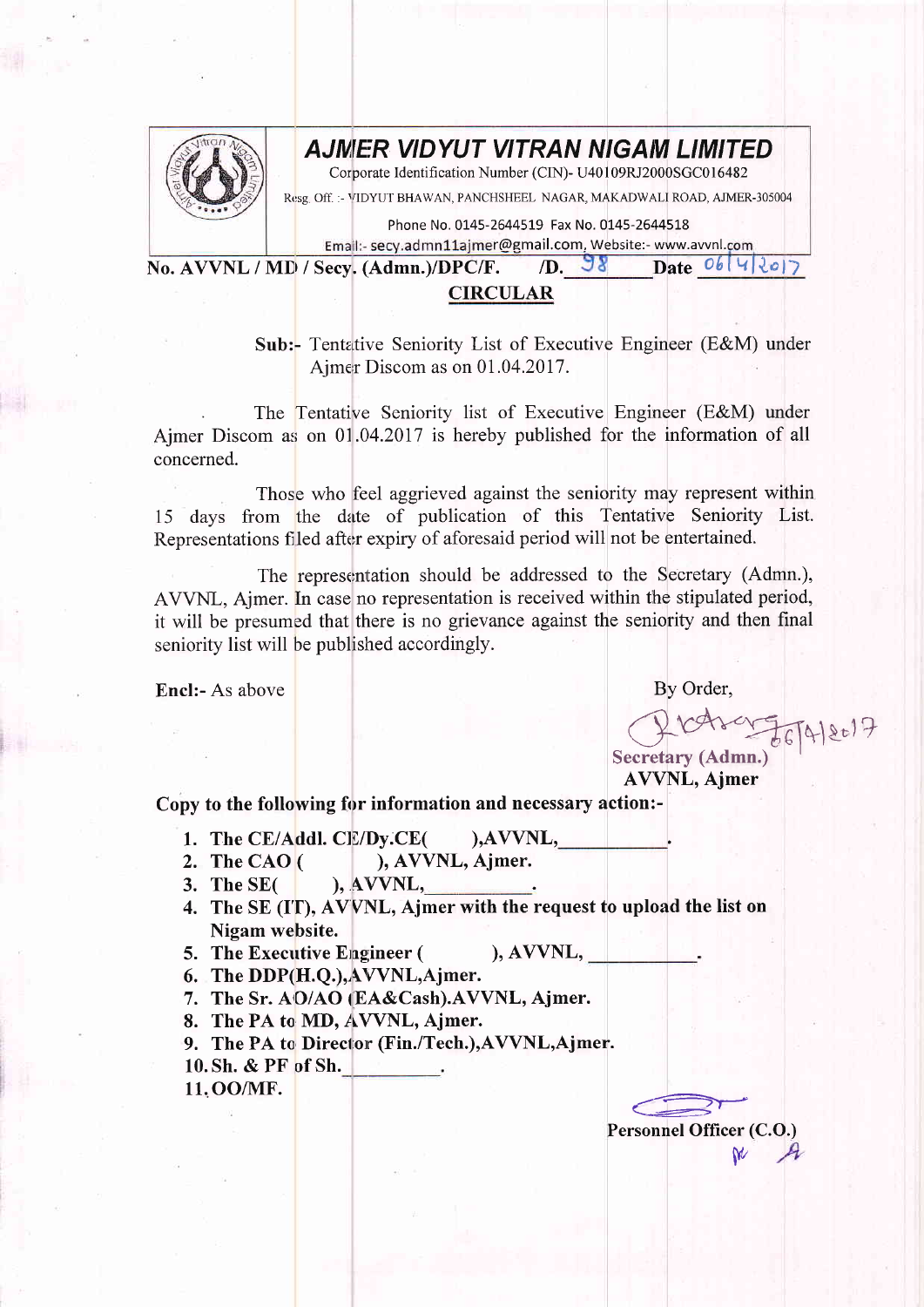# AJMER VIDYUT VITRAN NIGAM LIMITED

Corporate Identification Number (CIN)- U40109RJ2000SGC016482

Resg. Off. :- VIDYUT BHAWAN, PANCHSHEEL NAGAR, MAKADWALI ROAD, AJMER-305004

Phone No. 0145-2644519 Fax No. 0145-2644518

Email:- secy.admn11ajmer@gmail.com, Website:- www.avvnl.com

**No. AVVNL / MD / Secy. (Admn.)/DPC/F. /D. 98 Date 06/4/2017**

## CIRCULAR

**Sub:-** Tentative Seniority List of Executive Engineer (E&M) under Ajmer Discom as on 01.04.2017.

The Tentative Seniority list of Executive Engineer (E&M) under Ajmer Discom as on 01.04.2017 is hereby published for the information of all concerned.

Those who feel aggrieved against the seniority may represent within 15 days from the date of publication of this Tentative Seniority List. Representations filed after expiry of aforesaid period will not be entertained.

The representation should be addressed to the Secretary (Admn.), AVVNL, Ajmer. In case no representation is received within the stipulated period, it will be presumed that there is no grievance against the seniority and then final seniority list will be published accordingly.

**Encl:-** As above

By Order,

06/4/2017

**Secretary (Admn.)**
**AVVNL, Ajmer**

**Copy to the following for information and necessary action:-**

1. **The CE/Addl. CE/Dy.CE( ),AVVNL,\_\_\_\_\_\_\_\_\_\_.**
2. **The CAO ( ), AVVNL, Ajmer.**
3. **The SE( ), AVVNL,\_\_\_\_\_\_\_\_\_\_.**
4. **The SE (IT), AVVNL, Ajmer with the request to upload the list on Nigam website.**
5. **The Executive Engineer ( ), AVVNL, \_\_\_\_\_\_\_\_\_\_.**
6. **The DDP(H.Q.),AVVNL,Ajmer.**
7. **The Sr. AO/AO (EA&Cash).AVVNL, Ajmer.**
8. **The PA to MD, AVVNL, Ajmer.**
9. **The PA to Director (Fin./Tech.),AVVNL,Ajmer.**
10. **Sh. & PF of Sh.\_\_\_\_\_\_\_\_\_\_.**
11. **OO/MF.**

**Personnel Officer (C.O.)**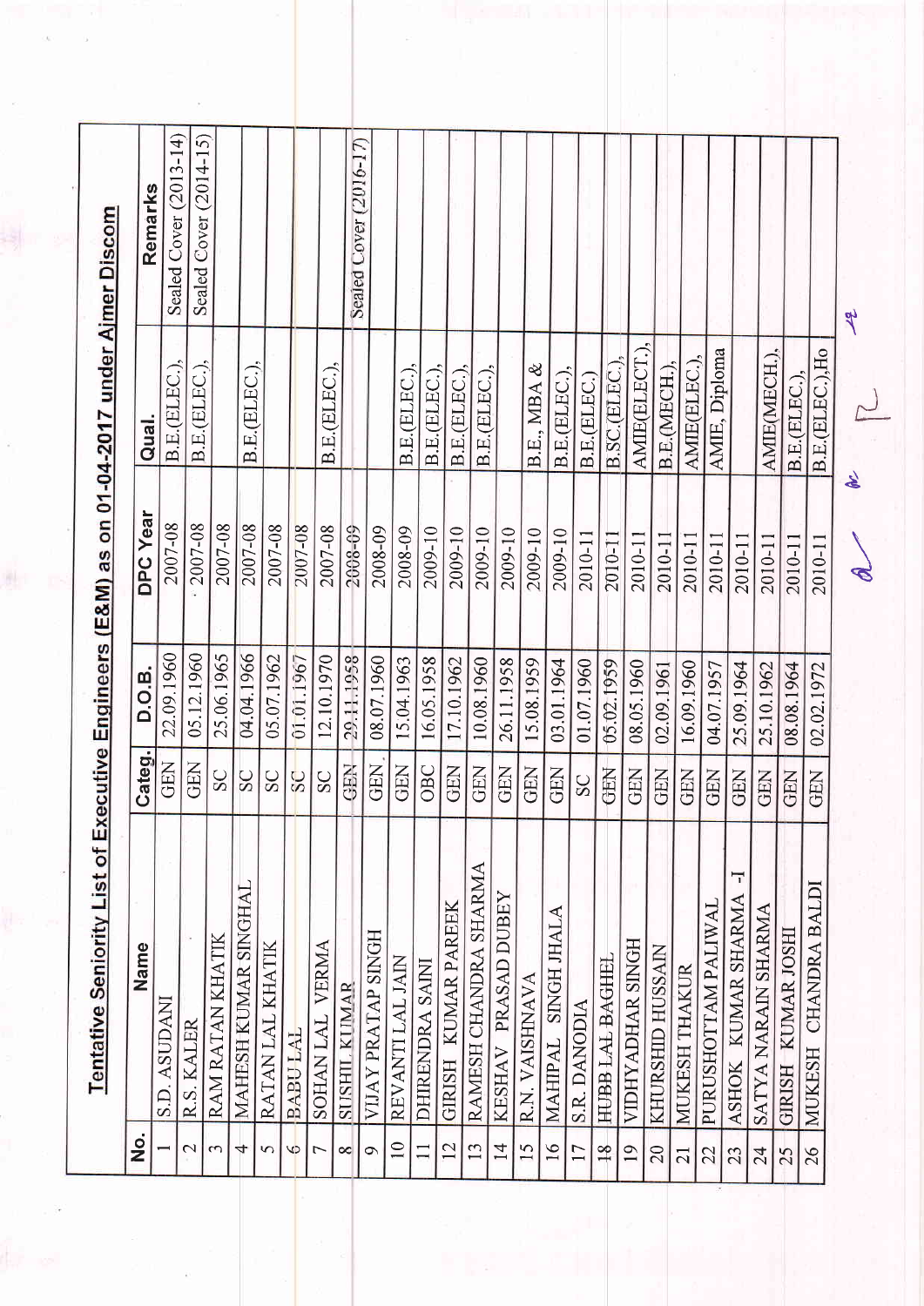## Tentative Seniority List of Executive Engineers (E&M) as on 01-04-2017 under Ajmer Discom

| No. | Name | Categ. | D.O.B. | DPC Year | Qual. | Remarks |
|---|---|---|---|---|---|---|
| 1 | S.D. ASUDANI | GEN | 22.09.1960 | 2007-08 | B.E.(ELEC.), | Sealed Cover (2013-14) |
| 2 | R.S. KALER | GEN | 05.12.1960 | 2007-08 | B.E.(ELEC.), | Sealed Cover (2014-15) |
| 3 | RAM RATAN KHATIK | SC | 25.06.1965 | 2007-08 | | |
| 4 | MAHESH KUMAR SINGHAL | SC | 04.04.1966 | 2007-08 | B.E.(ELEC.), | |
| 5 | RATAN LAL KHATIK | SC | 05.07.1962 | 2007-08 | | |
| 6 | BABU LAL | SC | 01.01.1967 | 2007-08 | | |
| 7 | SOHAN LAL VERMA | SC | 12.10.1970 | 2007-08 | B.E.(ELEC.), | |
| 8 | ~~SUSHIL KUMAR~~ | ~~GEN~~ | ~~29.11.1958~~ | ~~2008-09~~ | | Sealed Cover (2016-17) |
| 9 | VIJAY PRATAP SINGH | GEN | 08.07.1960 | 2008-09 | | |
| 10 | REVANTI LAL JAIN | GEN | 15.04.1963 | 2008-09 | B.E.(ELEC.), | |
| 11 | DHIRENDRA SAINI | OBC | 16.05.1958 | 2009-10 | B.E.(ELEC.), | |
| 12 | GIRISH KUMAR PAREEK | GEN | 17.10.1962 | 2009-10 | B.E.(ELEC.), | |
| 13 | RAMESH CHANDRA SHARMA | GEN | 10.08.1960 | 2009-10 | B.E.(ELEC.), | |
| 14 | KESHAV PRASAD DUBEY | GEN | 26.11.1958 | 2009-10 | | |
| 15 | R.N. VAISHNAVA | GEN | 15.08.1959 | 2009-10 | B.E., MBA & | |
| 16 | MAHIPAL SINGH JHALA | GEN | 03.01.1964 | 2009-10 | B.E.(ELEC.), | |
| 17 | S.R. DANODIA | SC | 01.07.1960 | 2010-11 | B.E.(ELEC.) | |
| 18 | ~~HUBB LAL BAGHEL~~ | ~~GEN~~ | ~~05.02.1959~~ | 2010-11 | B.SC.(ELEC.), | |
| 19 | VIDHYADHAR SINGH | GEN | 08.05.1960 | 2010-11 | AMIE(ELECT.), | |
| 20 | KHURSHID HUSSAIN | GEN | 02.09.1961 | 2010-11 | B.E.(MECH.), | |
| 21 | MUKESH THAKUR | GEN | 16.09.1960 | 2010-11 | AMIE(ELEC.), | |
| 22 | PURUSHOTTAM PALIWAL | GEN | 04.07.1957 | 2010-11 | AMIE, Diploma | |
| 23 | ASHOK KUMAR SHARMA -I | GEN | 25.09.1964 | 2010-11 | | |
| 24 | SATYA NARAIN SHARMA | GEN | 25.10.1962 | 2010-11 | AMIE(MECH.), | |
| 25 | GIRISH KUMAR JOSHI | GEN | 08.08.1964 | 2010-11 | B.E.(ELEC.), | |
| 26 | MUKESH CHANDRA BALDI | GEN | 02.02.1972 | 2010-11 | B.E.(ELEC.),Ho | |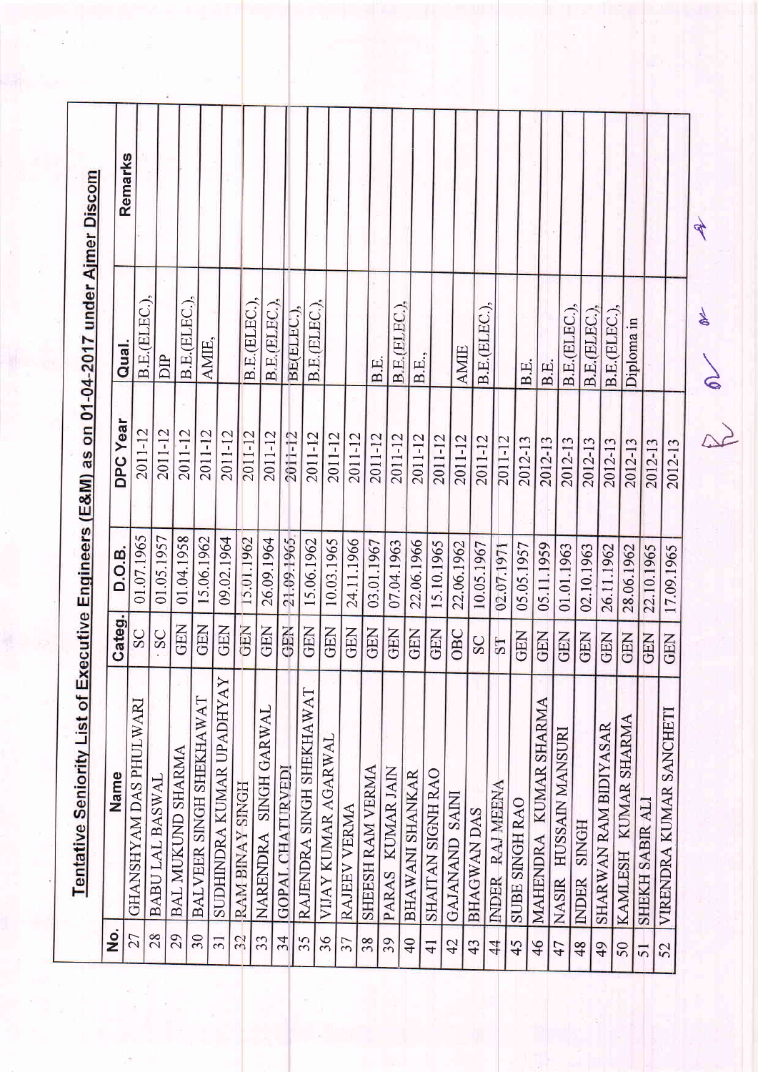## Tentative Seniority List of Executive Engineers (E&M) as on 01-04-2017 under Ajmer Discom

| No. | Name | Categ. | D.O.B. | DPC Year | Qual. | Remarks |
|---|---|---|---|---|---|---|
| 27 | GHANSHYAM DAS PHULWARI | SC | 01.07.1965 | 2011-12 | B.E.(ELEC.), | |
| 28 | BABU LAL BASWAL | SC | 01.05.1957 | 2011-12 | DIP | |
| 29 | BAL MUKUND SHARMA | GEN | 01.04.1958 | 2011-12 | B.E.(ELEC.), | |
| 30 | BALVEER SINGH SHEKHAWAT | GEN | 15.06.1962 | 2011-12 | AMIE, | |
| 31 | SUDHINDRA KUMAR UPADHYAY | GEN | 09.02.1964 | 2011-12 | | |
| 32 | RAM BINAY SINGH | GEN | 15.01.1962 | 2011-12 | B.E.(ELEC.), | |
| 33 | NARENDRA SINGH GARWAL | GEN | 26.09.1964 | 2011-12 | B.E.(ELEC.), | |
| 34 | GOPAL CHATURVEDI | GEN | 21.09.1965 | 2011-12 | BE(ELEC.), | |
| 35 | RAJENDRA SINGH SHEKHAWAT | GEN | 15.06.1962 | 2011-12 | B.E.(ELEC.), | |
| 36 | VIJAY KUMAR AGARWAL | GEN | 10.03.1965 | 2011-12 | | |
| 37 | RAJEEV VERMA | GEN | 24.11.1966 | 2011-12 | | |
| 38 | SHEESH RAM VERMA | GEN | 03.01.1967 | 2011-12 | B.E. | |
| 39 | PARAS KUMAR JAIN | GEN | 07.04.1963 | 2011-12 | B.E.(ELEC.), | |
| 40 | BHAWANI SHANKAR | GEN | 22.06.1966 | 2011-12 | B.E., | |
| 41 | SHAITAN SIGNH RAO | GEN | 15.10.1965 | 2011-12 | | |
| 42 | GAJANAND SAINI | OBC | 22.06.1962 | 2011-12 | AMIE | |
| 43 | BHAGWAN DAS | SC | 10.05.1967 | 2011-12 | B.E.(ELEC.), | |
| 44 | INDER RAJ MEENA | ST | 02.07.1971 | 2011-12 | | |
| 45 | SUBE SINGH RAO | GEN | 05.05.1957 | 2012-13 | B.E. | |
| 46 | MAHENDRA KUMAR SHARMA | GEN | 05.11.1959 | 2012-13 | B.E. | |
| 47 | NASIR HUSSAIN MANSURI | GEN | 01.01.1963 | 2012-13 | B.E.(ELEC.), | |
| 48 | INDER SINGH | GEN | 02.10.1963 | 2012-13 | B.E.(ELEC.), | |
| 49 | SHARWAN RAM BIDIYASAR | GEN | 26.11.1962 | 2012-13 | B.E.(ELEC.), | |
| 50 | KAMLESH KUMAR SHARMA | GEN | 28.06.1962 | 2012-13 | Diploma in | |
| 51 | SHEKH SABIR ALI | GEN | 22.10.1965 | 2012-13 | | |
| 52 | VIRENDRA KUMAR SANCHETI | GEN | 17.09.1965 | 2012-13 | | |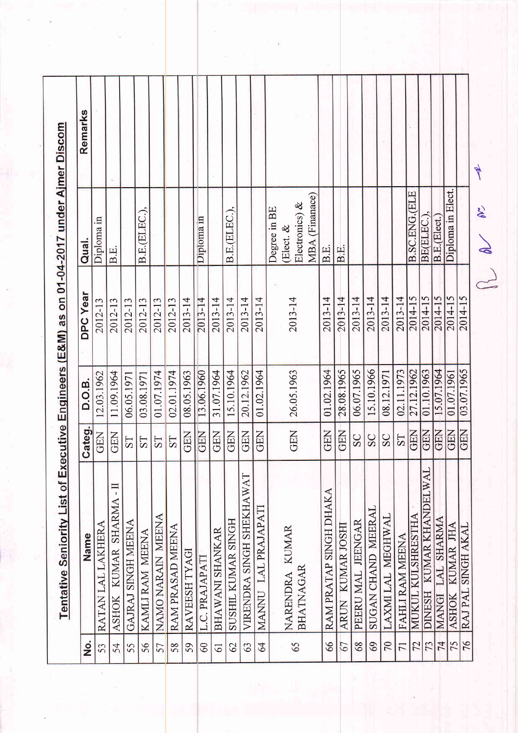## Tentative Seniority List of Executive Engineers (E&M) as on 01-04-2017 under Ajmer Discom

| No. | Name | Categ. | D.O.B. | DPC Year | Qual. | Remarks |
|---|---|---|---|---|---|---|
| 53 | RATAN LAL LAKHERA | GEN | 12.03.1962 | 2012-13 | Diploma in | |
| 54 | ASHOK KUMAR SHARMA - II | GEN | 11.09.1964 | 2012-13 | B.E. | |
| 55 | GAJRAJ SINGH MEENA | ST | 06.05.1971 | 2012-13 | | |
| 56 | KAMLI RAM MEENA | ST | 03.08.1971 | 2012-13 | B.E.(ELEC.), | |
| 57 | NAMO NARAIN MEENA | ST | 01.07.1974 | 2012-13 | | |
| 58 | RAM PRASAD MEENA | ST | 02.01.1974 | 2012-13 | | |
| 59 | RAVEESH TYAGI | GEN | 08.05.1963 | 2013-14 | | |
| 60 | L.C. PRAJAPATI | GEN | 13.06.1960 | 2013-14 | Diploma in | |
| 61 | BHAWANI SHANKAR | GEN | 31.07.1964 | 2013-14 | | |
| 62 | SUSHIL KUMAR SINGH | GEN | 15.10.1964 | 2013-14 | B.E.(ELEC.), | |
| 63 | VIRENDRA SINGH SHEKHAWAT | GEN | 20.12.1962 | 2013-14 | | |
| 64 | MANNU LAL PRAJAPATI | GEN | 01.02.1964 | 2013-14 | | |
| 65 | NARENDRA KUMAR BHATNAGAR | GEN | 26.05.1963 | 2013-14 | Degree in BE (Elect. & Electronics) & MBA (Finanace) | |
| 66 | RAM PRATAP SINGH DHAKA | GEN | 01.02.1964 | 2013-14 | B.E. | |
| 67 | ARUN KUMAR JOSHI | GEN | 28.08.1965 | 2013-14 | B.E. | |
| 68 | PEERU MAL JEENGAR | SC | 06.07.1965 | 2013-14 | | |
| 69 | SUGAN CHAND MEERAL | SC | 15.10.1966 | 2013-14 | | |
| 70 | LAXMI LAL MEGHWAL | SC | 08.12.1971 | 2013-14 | | |
| 71 | FAHLI RAM MEENA | ST | 02.11.1973 | 2013-14 | | |
| 72 | MUKUL KULSHRESTHA | GEN | 27.12.1962 | 2014-15 | B.SC.ENG.(ELE | |
| 73 | DINESH KUMAR KHANDELWAL | GEN | 01.10.1963 | 2014-15 | BE(ELEC.), | |
| 74 | MANGI LAL SHARMA | GEN | 15.07.1964 | 2014-15 | B.E.(Elect.) | |
| 75 | ASHOK KUMAR JHA | GEN | 01.07.1961 | 2014-15 | Diploma in Elect. | |
| 76 | RAJ PAL SINGH AKAL | GEN | 03.07.1965 | 2014-15 | | |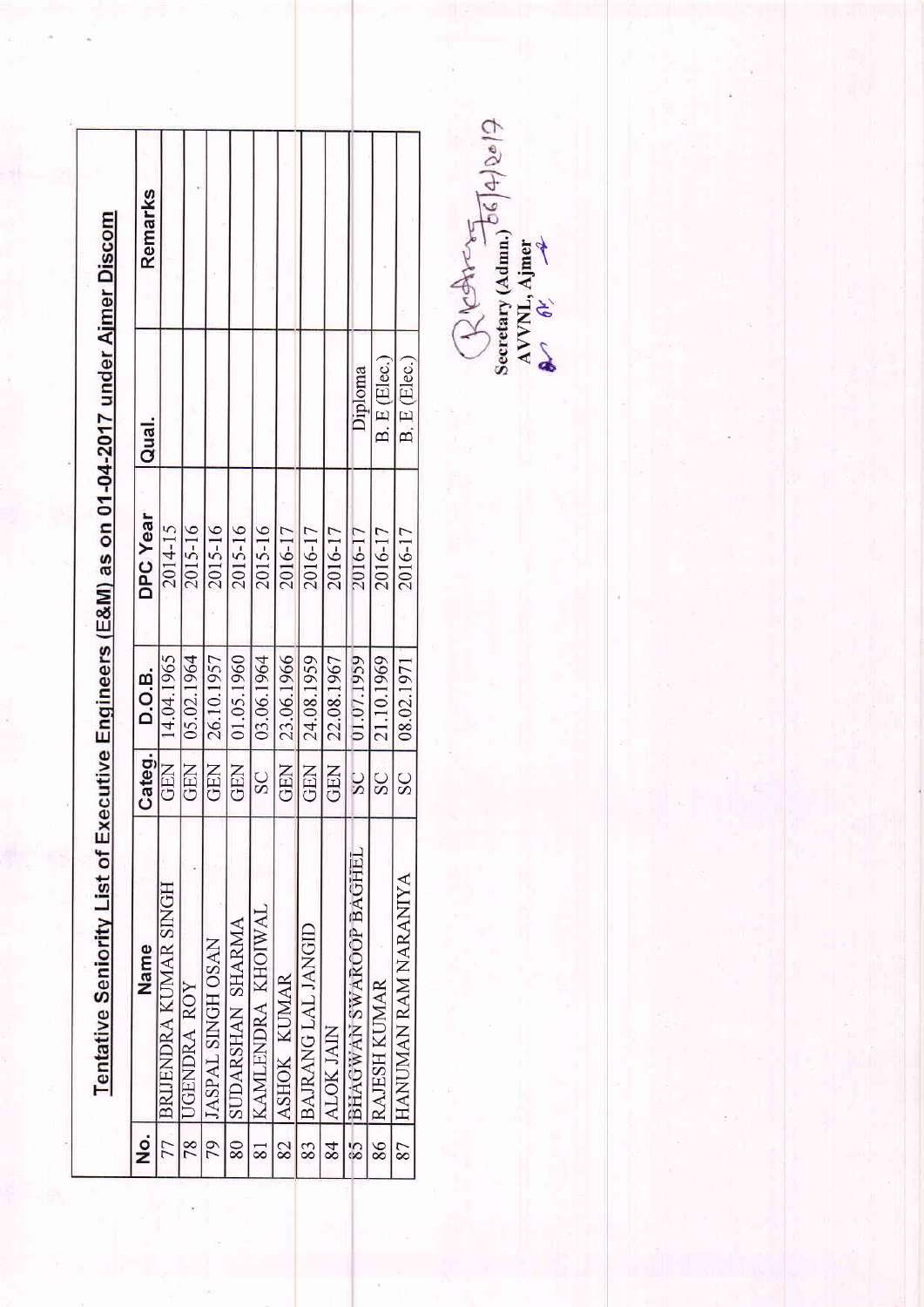## Tentative Seniority List of Executive Engineers (E&M) as on 01-04-2017 under Ajmer Discom

| No. | Name | Categ. | D.O.B. | DPC Year | Qual. | Remarks |
|---|---|---|---|---|---|---|
| 77 | BRIJENDRA KUMAR SINGH | GEN | 14.04.1965 | 2014-15 | | |
| 78 | UGENDRA ROY | GEN | 05.02.1964 | 2015-16 | | |
| 79 | JASPAL SINGH OSAN | GEN | 26.10.1957 | 2015-16 | | |
| 80 | SUDARSHAN SHARMA | GEN | 01.05.1960 | 2015-16 | | |
| 81 | KAMLENDRA KHOIWAL | SC | 03.06.1964 | 2015-16 | | |
| 82 | ASHOK KUMAR | GEN | 23.06.1966 | 2016-17 | | |
| 83 | BAJRANG LAL JANGID | GEN | 24.08.1959 | 2016-17 | | |
| 84 | ALOK JAIN | GEN | 22.08.1967 | 2016-17 | | |
| 85 | BHAGWAN SWAROOP BAGHEL | SC | 01.07.1959 | 2016-17 | Diploma | |
| 86 | RAJESH KUMAR | SC | 21.10.1969 | 2016-17 | B. E (Elec.) | |
| 87 | HANUMAN RAM NARANIYA | SC | 08.02.1971 | 2016-17 | B. E (Elec.) | |

06/4/2017

Secretary (Admn.)
AVVNL, Ajmer